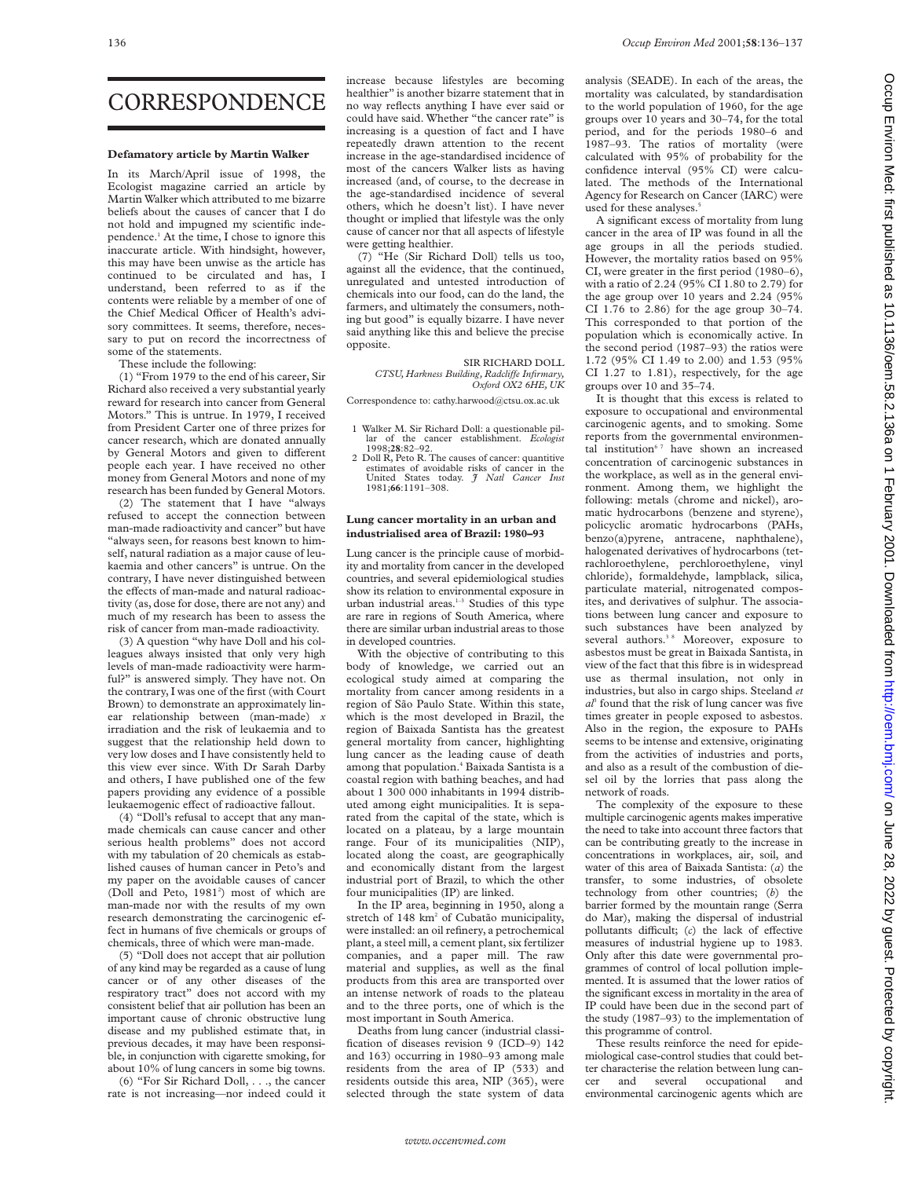# CORRESPONDENCE

## Defamatory article by Martin Walker

In its March/April issue of 1998, the Ecologist magazine carried an article by Martin Walker which attributed to me bizarre beliefs about the causes of cancer that I do not hold and impugned my scientific independence.[1] At the time, I chose to ignore this inaccurate article. With hindsight, however, this may have been unwise as the article has continued to be circulated and has, I understand, been referred to as if the contents were reliable by a member of one of the Chief Medical Officer of Health's advisory committees. It seems, therefore, necessary to put on record the incorrectness of some of the statements.

These include the following:

(1) "From 1979 to the end of his career, Sir Richard also received a very substantial yearly reward for research into cancer from General Motors." This is untrue. In 1979, I received from President Carter one of three prizes for cancer research, which are donated annually by General Motors and given to different people each year. I have received no other money from General Motors and none of my research has been funded by General Motors.

(2) The statement that I have "always refused to accept the connection between man-made radioactivity and cancer" but have "always seen, for reasons best known to himself, natural radiation as a major cause of leukaemia and other cancers" is untrue. On the contrary, I have never distinguished between the effects of man-made and natural radioactivity (as, dose for dose, there are not any) and much of my research has been to assess the risk of cancer from man-made radioactivity.

(3) A question "why have Doll and his colleagues always insisted that only very high levels of man-made radioactivity were harmful?" is answered simply. They have not. On the contrary, I was one of the first (with Court Brown) to demonstrate an approximately linear relationship between (man-made) *x* irradiation and the risk of leukemia and to suggest that the relationship held down to very low doses and I have consistently held to this view ever since. With Dr Sarah Darby and others, I have published one of the few papers providing any evidence of a possible leukaemogenic effect of radioactive fallout.

(4) "Doll's refusal to accept that any man-made chemicals can cause cancer and other serious health problems" does not accord with my tabulation of 20 chemicals as established causes of human cancer in Peto's and my paper on the avoidable causes of cancer (Doll and Peto, 1981[2]) most of which are man-made nor with the results of my own research demonstrating the carcinogenic effect in humans of five chemicals or groups of chemicals, three of which were man-made.

(5) "Doll does not accept that air pollution of any kind may be regarded as a cause of lung cancer or of any other diseases of the respiratory tract" does not accord with my consistent belief that air pollution has been an important cause of chronic obstructive lung disease and my published estimate that, in previous decades, it may have been responsible, in conjunction with cigarette smoking, for about 10% of lung cancers in some big towns.

(6) "For Sir Richard Doll, . . ., the cancer rate is not increasing—nor indeed could it increase because lifestyles are becoming healthier" is another bizarre statement that in no way reflects anything I have ever said or could have said. Whether "the cancer rate" is increasing is a question of fact and I have repeatedly drawn attention to the recent increase in the age-standardised incidence of most of the cancers Walker lists as having increased (and, of course, to the decrease in the age-standardised incidence of several others, which he doesn't list). I have never thought or implied that lifestyle was the only cause of cancer nor that all aspects of lifestyle were getting healthier.

(7) "He (Sir Richard Doll) tells us too, against all the evidence, that the continued, unregulated and untested introduction of chemicals into our food, can do the land, the farmers, and ultimately the consumers, nothing but good" is equally bizarre. I have never said anything like this and believe the precise opposite.

SIR RICHARD DOLL
*CTSU, Harkness Building, Radcliffe Infirmary, Oxford OX2 6HE, UK*

Correspondence to: cathy.harwood@ctsu.ox.ac.uk

1 Walker M. Sir Richard Doll: a questionable pillar of the cancer establishment. *Ecologist* 1998;**28**:82–92.
2 Doll R, Peto R. The causes of cancer: quantitive estimates of avoidable risks of cancer in the United States today. *J Natl Cancer Inst* 1981;**66**:1191–308.

## Lung cancer mortality in an urban and industrialised area of Brazil: 1980–93

Lung cancer is the principle cause of morbidity and mortality from cancer in the developed countries, and several epidemiological studies show its relation to environmental exposure in urban industrial areas.[1–3] Studies of this type are rare in regions of South America, where there are similar urban industrial areas to those in developed countries.

With the objective of contributing to this body of knowledge, we carried out an ecological study aimed at comparing the mortality from cancer among residents in a region of São Paulo State. Within this state, which is the most developed in Brazil, the region of Baixada Santista has the greatest general mortality from cancer, highlighting lung cancer as the leading cause of death among that population.[4] Baixada Santista is a coastal region with bathing beaches, and had about 1 300 000 inhabitants in 1994 distributed among eight municipalities. It is separated from the capital of the state, which is located on a plateau, by a large mountain range. Four of its municipalities (NIP), located along the coast, are geographically and economically distant from the largest industrial port of Brazil, to which the other four municipalities (IP) are linked.

In the IP area, beginning in 1950, along a stretch of 148 km$^2$ of Cubatão municipality, were installed: an oil refinery, a petrochemical plant, a steel mill, a cement plant, six fertilizer companies, and a paper mill. The raw material and supplies, as well as the final products from this area are transported over an intense network of roads to the plateau and to the three ports, one of which is the most important in South America.

Deaths from lung cancer (industrial classification of diseases revision 9 (ICD–9) 142 and 163) occurring in 1980–93 among male residents from the area of IP (533) and residents outside this area, NIP (365), were selected through the state system of data analysis (SEADE). In each of the areas, the mortality was calculated, by standardisation to the world population of 1960, for the age groups over 10 years and 30–74, for the total period, and for the periods 1980–6 and 1987–93. The ratios of mortality (were calculated with 95% of probability for the confidence interval (95% CI) were calculated. The methods of the International Agency for Research on Cancer (IARC) were used for these analyses.[5]

A significant excess of mortality from lung cancer in the area of IP was found in all the age groups in all the periods studied. However, the mortality ratios based on 95% CI, were greater in the first period (1980–6), with a ratio of 2.24 (95% CI 1.80 to 2.79) for the age group over 10 years and 2.24 (95% CI 1.76 to 2.86) for the age group 30–74. This corresponded to that portion of the population which is economically active. In the second period (1987–93) the ratios were 1.72 (95% CI 1.49 to 2.00) and 1.53 (95% CI 1.27 to 1.81), respectively, for the age groups over 10 and 35–74.

It is thought that this excess is related to exposure to occupational and environmental carcinogenic agents, and to smoking. Some reports from the governmental environmental institution[6,7] have shown an increased concentration of carcinogenic substances in the workplace, as well as in the general environment. Among them, we highlight the following: metals (chrome and nickel), aromatic hydrocarbons (benzene and styrene), policyclic aromatic hydrocarbons (PAHs, benzo(a)pyrene, antracene, naphthalene), halogenated derivatives of hydrocarbons (tetrachloroethylene, perchloroethylene, vinyl chloride), formaldehyde, lampblack, silica, particulate material, nitrogenated composites, and derivatives of sulphur. The associations between lung cancer and exposure to such substances have been analyzed by several authors.[3,8] Moreover, exposure to asbestos must be great in Baixada Santista, in view of the fact that this fibre is in widespread use as thermal insulation, not only in industries, but also in cargo ships. Steeland *et al*[8] found that the risk of lung cancer was five times greater in people exposed to asbestos. Also in the region, the exposure to PAHs seems to be intense and extensive, originating from the activities of industries and ports, and also as a result of the combustion of diesel oil by the lorries that pass along the network of roads.

The complexity of the exposure to these multiple carcinogenic agents makes imperative the need to take into account three factors that can be contributing greatly to the increase in concentrations in workplaces, air, soil, and water of this area of Baixada Santista: (*a*) the transfer, to some industries, of obsolete technology from other countries; (*b*) the barrier formed by the mountain range (Serra do Mar), making the dispersal of industrial pollutants difficult; (*c*) the lack of effective measures of industrial hygiene up to 1983. Only after this date were governmental programmes of control of local pollution implemented. It is assumed that the lower ratios of the significant excess in mortality in the area of IP could have been due in the second part of the study (1987–93) to the implementation of this programme of control.

These results reinforce the need for epidemiological case-control studies that could better characterise the relation between lung cancer and several occupational and environmental carcinogenic agents which are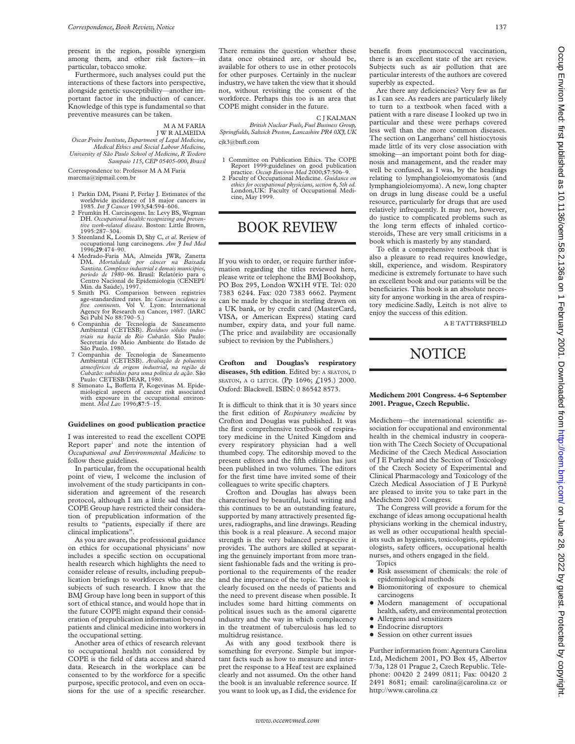present in the region, possible synergism among them, and other risk factors—in particular, tobacco smoke.

Furthermore, such analyses could put the interactions of these factors into perspective, alongside genetic susceptibility—another important factor in the induction of cancer. Knowledge of this type is fundamental so that preventive measures can be taken.

M A M FARIA
J W R ALMEIDA

*Oscar Freire Institute, Department of Legal Medicine, Medical Ethics and Social Labour Medicine, University of São Paulo School of Medicine, R Teodoro Sampaio 115, CEP 05405-000, Brazil*

Correspondence to: Professor M A M Faria
marcma@zipmail.com.br

1 Parkin DM, Pisani P, Ferlay J. Estimates of the worldwide incidence of 18 major cancers in 1985. *Int J Cancer* 1993;**54**:594–606.
2 Frumkin H. Carcinogens. In: Levy BS, Wegman DH. *Occupational health: recognizing and preventive work-related disease*. Boston: Little Brown, 1995:287–304.
3 Steenland K, Loomis D, Shy C, *et al*. Review of occupational lung carcinogens. *Am J Ind Med* 1996;**29**:474–90.
4 Medrado-Faria MA, Almeida JWR, Zanetta DM. *Mortalidade por câncer na Baixada Santista. Complexo industrial e demais municípios, período de 1980–96*. Brasil: Relatório para o Centro Nacional de Epidemiologia (CENEPI/Min. da Saúde), 1997.
5 Smith PG. Comparison between registries age-standardized rates. In: *Cancer incidence in five continents*. Vol V. Lyon: International Agency for Research on Cancer, 1987. (IARC Sci Publ No 88:790–5.)
6 Companhia de Tecnologia de Saneamento Ambiental (CETESB). *Resíduos sólidos industriais na bacia do Rio Cubatão*. São Paulo: Secretaria do Meio Ambiente do Estado de São Paulo. 1980.
7 Companhia de Tecnologia de Saneamento Ambiental (CETESB). *Avaliação de poluentes atmosféricos de origem industrial, na região de Cubatão: subsídios para uma política de ação*. São Paulo: CETESB/DEAR, 1980.
8 Simonato L, Boffetta P, Kogevinas M. Epidemiological aspects of cancer risk associated with exposure in the occupational environment. *Med Lav* 1996;**87**:5–15.

### Guidelines on good publication practice

I was interested to read the excellent COPE Report paper[1] and note the intention of *Occupational and Environmental Medicine* to follow these guidelines.

In particular, from the occupational health point of view, I welcome the inclusion of involvement of the study participants in consideration and agreement of the research protocol, although I am a little sad that the COPE Group have restricted their consideration of prepublication information of the results to "patients, especially if there are clinical implications".

As you are aware, the professional guidance on ethics for occupational physicians[2] now includes a specific section on occupational health research which highlights the need to consider release of results, including prepublication briefings to workforces who are the subjects of such research. I know that the BMJ Group have long been in support of this sort of ethical stance, and would hope that in the future COPE might expand their consideration of prepublication information beyond patients and clinical medicine into workers in the occupational setting.

Another area of ethics of research relevant to occupational health not considered by COPE is the field of data access and shared data. Research in the workplace can be consented to by the workforce for a specific purpose, specific protocol, and even on occasions for the use of a specific researcher. There remains the question whether these data once obtained are, or should be, available for others to use in other protocols for other purposes. Certainly in the nuclear industry, we have taken the view that it should not, without revisiting the consent of the workforce. Perhaps this too is an area that COPE might consider in the future.

C J KALMAN

*British Nuclear Fuels, Fuel Business Group, Springfields, Salwick Preston, Lancashire PR4 0XJ, UK*

cjk3@bnfl.com

1 Committee on Publication Ethics. The COPE Report 1999:guidelines on good publication practice. *Occup Environ Med* 2000;**57**:506–9.
2 Faculty of Occupational Medicine. *Guidance on ethics for occupational physicians, section 6, 5th ed*. London,UK: Faculty of Occupational Medicine, May 1999.

# BOOK REVIEW

If you wish to order, or require further information regarding the titles reviewed here, please write or telephone the BMJ Bookshop, PO Box 295, London WX1H 9TE. Tel: 020 7383 6244. Fax: 020 7383 6662. Payment can be made by cheque in sterling drawn on a UK bank, or by credit card (MasterCard, VISA, or American Express) stating card number, expiry data, and your full name. (The price and availability are occasionally subject to revision by the Publishers.)

**Crofton and Douglas's respiratory diseases, 5th edition**. Edited by: A SEATON, D SEATON, A G LEITCH. (Pp 1696; £195.) 2000. Oxford: Blackwell. ISBN: 0 86542 8573.

It is difficult to think that it is 30 years since the first edition of *Respiratory medicine* by Crofton and Douglas was published. It was the first comprehensive textbook of respiratory medicine in the United Kingdom and every respiratory physician had a well thumbed copy. The editorship moved to the present editors and the fifth edition has just been published in two volumes. The editors for the first time have invited some of their colleagues to write specific chapters.

Crofton and Douglas has always been characterised by beautiful, lucid writing and this continues to be an outstanding feature, supported by many attractively presented figures, radiographs, and line drawings. Reading this book is a real pleasure. A second major strength is the very balanced perspective it provides. The authors are skilled at separating the genuinely important from more transient fashionable fads and the writing is proportional to the requirements of the reader and the importance of the topic. The book is clearly focused on the needs of patients and the need to prevent disease when possible. It includes some hard hitting comments on political issues such as the amoral cigarette industry and the way in which complacency in the treatment of tuberculosis has led to multidrug resistance.

As with any good textbook there is something for everyone. Simple but important facts such as how to measure and interpret the response to a Heaf test are explained clearly and not assumed. On the other hand the book is an invaluable reference source. If you want to look up, as I did, the evidence for benefit from pneumococcal vaccination, there is an excellent state of the art review. Subjects such as air pollution that are particular interests of the authors are covered superbly as expected.

Are there any deficiencies? Very few as far as I can see. As readers are particularly likely to turn to a textbook when faced with a patient with a rare disease I looked up two in particular and these were perhaps covered less well than the more common diseases. The section on Langerhans' cell histiocytosis made little of its very close association with smoking—an important point both for diagnosis and management, and the reader may well be confused, as I was, by the headings relating to lymphangioleiomyomatosis (and lymphangioleiomyoma). A new, long chapter on drugs in lung disease could be a useful resource, particularly for drugs that are used relatively infrequently. It may not, however, do justice to complicated problems such as the long term effects of inhaled corticosteroids, These are very small criticisms in a book which is masterly by any standard.

To edit a comprehensive textbook that is also a pleasure to read requires knowledge, skill, experience, and wisdom. Respiratory medicine is extremely fortunate to have such an excellent book and our patients will be the beneficiaries. This book is an absolute necessity for anyone working in the area of respiratory medicine.Sadly, Leitch is not alive to enjoy the success of this edition.

A E TATTERSFIELD

# NOTICE

**Medichem 2001 Congress. 4–6 September 2001. Prague, Czech Republic.**

Medichem—the international scientific association for occupational and environmental health in the chemical industry in cooperation with The Czech Society of Occupational Medicine of the Czech Medical Association of J E Purkyně and the Section of Toxicology of the Czech Society of Experimental and Clinical Pharmacology and Toxicology of the Czech Medical Association of J E Purkyně are pleased to invite you to take part in the Medichem 2001 Congress.

The Congress will provide a forum for the exchange of ideas among occupational health physicians working in the chemical industry, as well as other occupational health specialists such as hygienists, toxicologists, epidemiologists, safety officers, occupational health nurses, and others engaged in the field.

Topics

- Risk assessment of chemicals: the role of epidemiological methods
- Biomonitoring of exposure to chemical carcinogens
- Modern management of occupational health, safety, and environmental protection
- Allergens and sensitizers
- Endocrine disruptors
- Session on other current issues

Further information from: Agentura Carolina Ltd, Medichem 2001, PO Box 45, Albertov 7/3a, 128 01 Prague 2, Czech Republic. Telephone: 00420 2 2499 0811; Fax: 00420 2 2491 8681; email: carolina@carolina.cz or http://www.carolina.cz